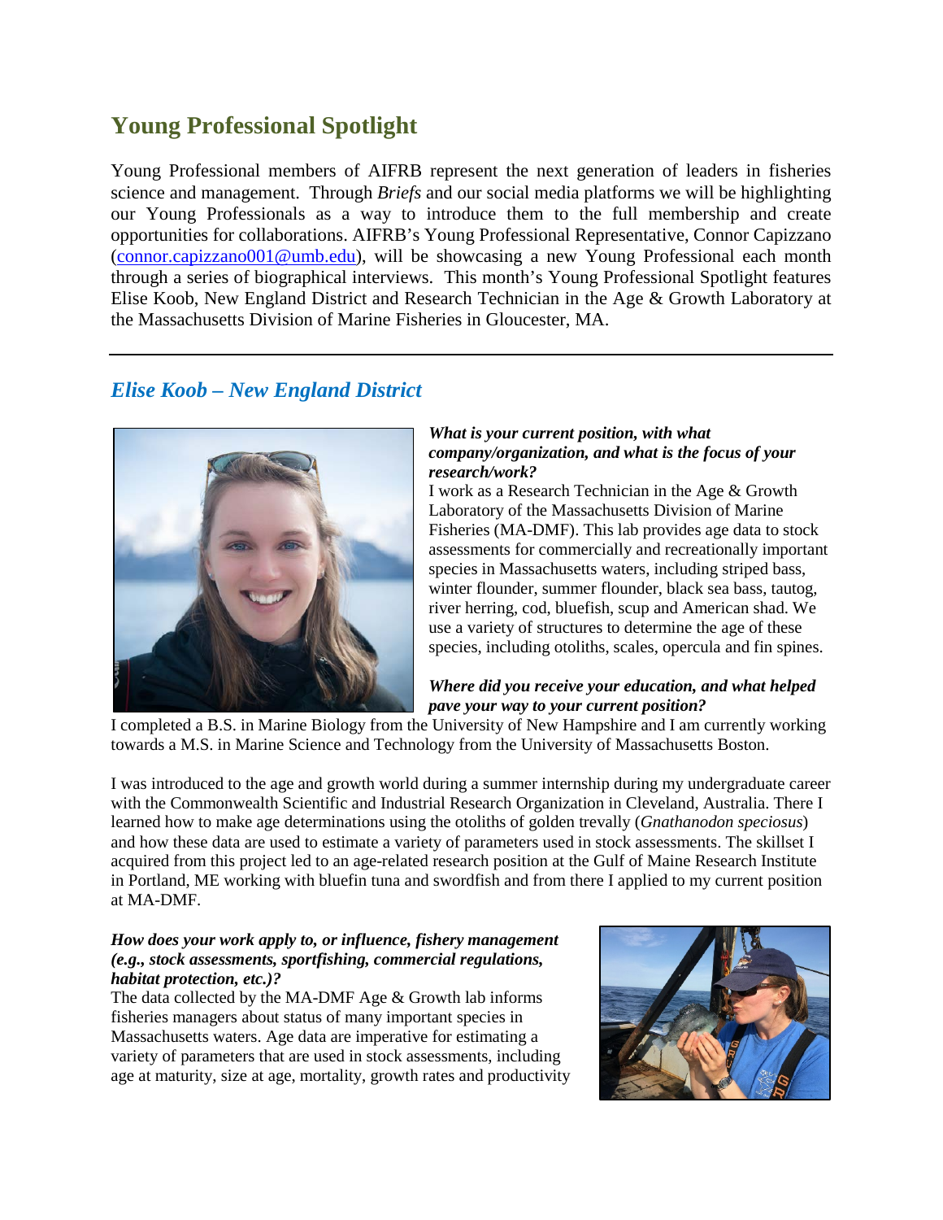## Young Professional Spotlight

Young Professional members of AIFRB represent the next generation of leaders in fisheries science and management. Through *Briefs* and our social media platforms we will be highlighting our Young Professionals as a way to introduce them to the full membership and create opportunities for collaborations. AIFRB's Young Professional Representative, Connor Capizzano (connor.capizzano001@umb.edu), will be showcasing a new Young Professional each month through a series of biographical interviews. This month's Young Professional Spotlight features Elise Koob, New England District and Research Technician in the Age & Growth Laboratory at the Massachusetts Division of Marine Fisheries in Gloucester, MA.

---

### *Elise Koob – New England District*

***What is your current position, with what company/organization, and what is the focus of your research/work?***

I work as a Research Technician in the Age & Growth Laboratory of the Massachusetts Division of Marine Fisheries (MA-DMF). This lab provides age data to stock assessments for commercially and recreationally important species in Massachusetts waters, including striped bass, winter flounder, summer flounder, black sea bass, tautog, river herring, cod, bluefish, scup and American shad. We use a variety of structures to determine the age of these species, including otoliths, scales, opercula and fin spines.

***Where did you receive your education, and what helped pave your way to your current position?***

I completed a B.S. in Marine Biology from the University of New Hampshire and I am currently working towards a M.S. in Marine Science and Technology from the University of Massachusetts Boston.

I was introduced to the age and growth world during a summer internship during my undergraduate career with the Commonwealth Scientific and Industrial Research Organization in Cleveland, Australia. There I learned how to make age determinations using the otoliths of golden trevally (*Gnathanodon speciosus*) and how these data are used to estimate a variety of parameters used in stock assessments. The skillset I acquired from this project led to an age-related research position at the Gulf of Maine Research Institute in Portland, ME working with bluefin tuna and swordfish and from there I applied to my current position at MA-DMF.

***How does your work apply to, or influence, fishery management (e.g., stock assessments, sportfishing, commercial regulations, habitat protection, etc.)?***

The data collected by the MA-DMF Age & Growth lab informs fisheries managers about status of many important species in Massachusetts waters. Age data are imperative for estimating a variety of parameters that are used in stock assessments, including age at maturity, size at age, mortality, growth rates and productivity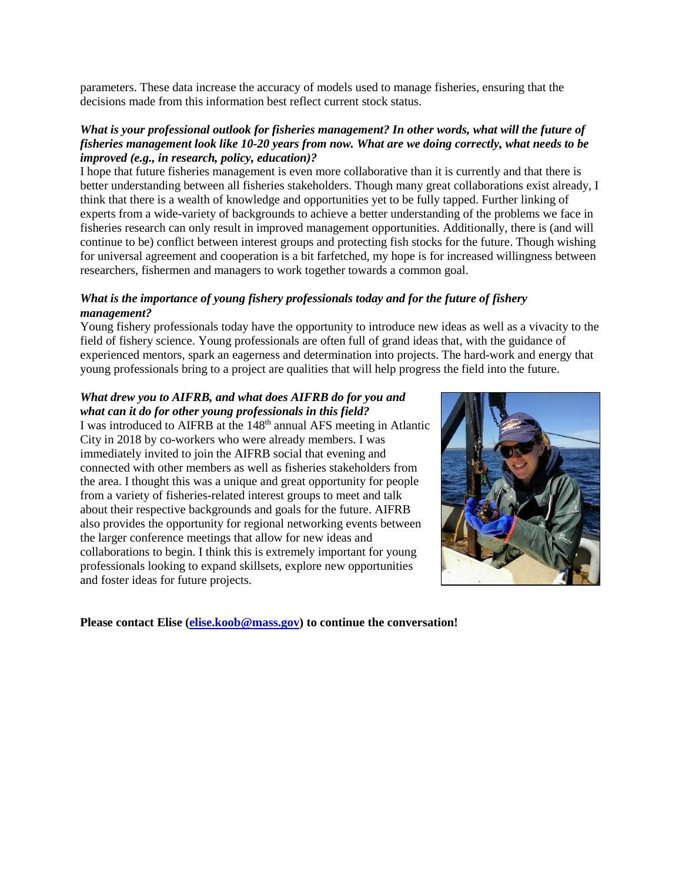parameters. These data increase the accuracy of models used to manage fisheries, ensuring that the decisions made from this information best reflect current stock status.

***What is your professional outlook for fisheries management? In other words, what will the future of fisheries management look like 10-20 years from now. What are we doing correctly, what needs to be improved (e.g., in research, policy, education)?***

I hope that future fisheries management is even more collaborative than it is currently and that there is better understanding between all fisheries stakeholders. Though many great collaborations exist already, I think that there is a wealth of knowledge and opportunities yet to be fully tapped. Further linking of experts from a wide-variety of backgrounds to achieve a better understanding of the problems we face in fisheries research can only result in improved management opportunities. Additionally, there is (and will continue to be) conflict between interest groups and protecting fish stocks for the future. Though wishing for universal agreement and cooperation is a bit farfetched, my hope is for increased willingness between researchers, fishermen and managers to work together towards a common goal.

***What is the importance of young fishery professionals today and for the future of fishery management?***

Young fishery professionals today have the opportunity to introduce new ideas as well as a vivacity to the field of fishery science. Young professionals are often full of grand ideas that, with the guidance of experienced mentors, spark an eagerness and determination into projects. The hard-work and energy that young professionals bring to a project are qualities that will help progress the field into the future.

***What drew you to AIFRB, and what does AIFRB do for you and what can it do for other young professionals in this field?***

I was introduced to AIFRB at the 148th annual AFS meeting in Atlantic City in 2018 by co-workers who were already members. I was immediately invited to join the AIFRB social that evening and connected with other members as well as fisheries stakeholders from the area. I thought this was a unique and great opportunity for people from a variety of fisheries-related interest groups to meet and talk about their respective backgrounds and goals for the future. AIFRB also provides the opportunity for regional networking events between the larger conference meetings that allow for new ideas and collaborations to begin. I think this is extremely important for young professionals looking to expand skillsets, explore new opportunities and foster ideas for future projects.

**Please contact Elise ([elise.koob@mass.gov](mailto:elise.koob@mass.gov)) to continue the conversation!**